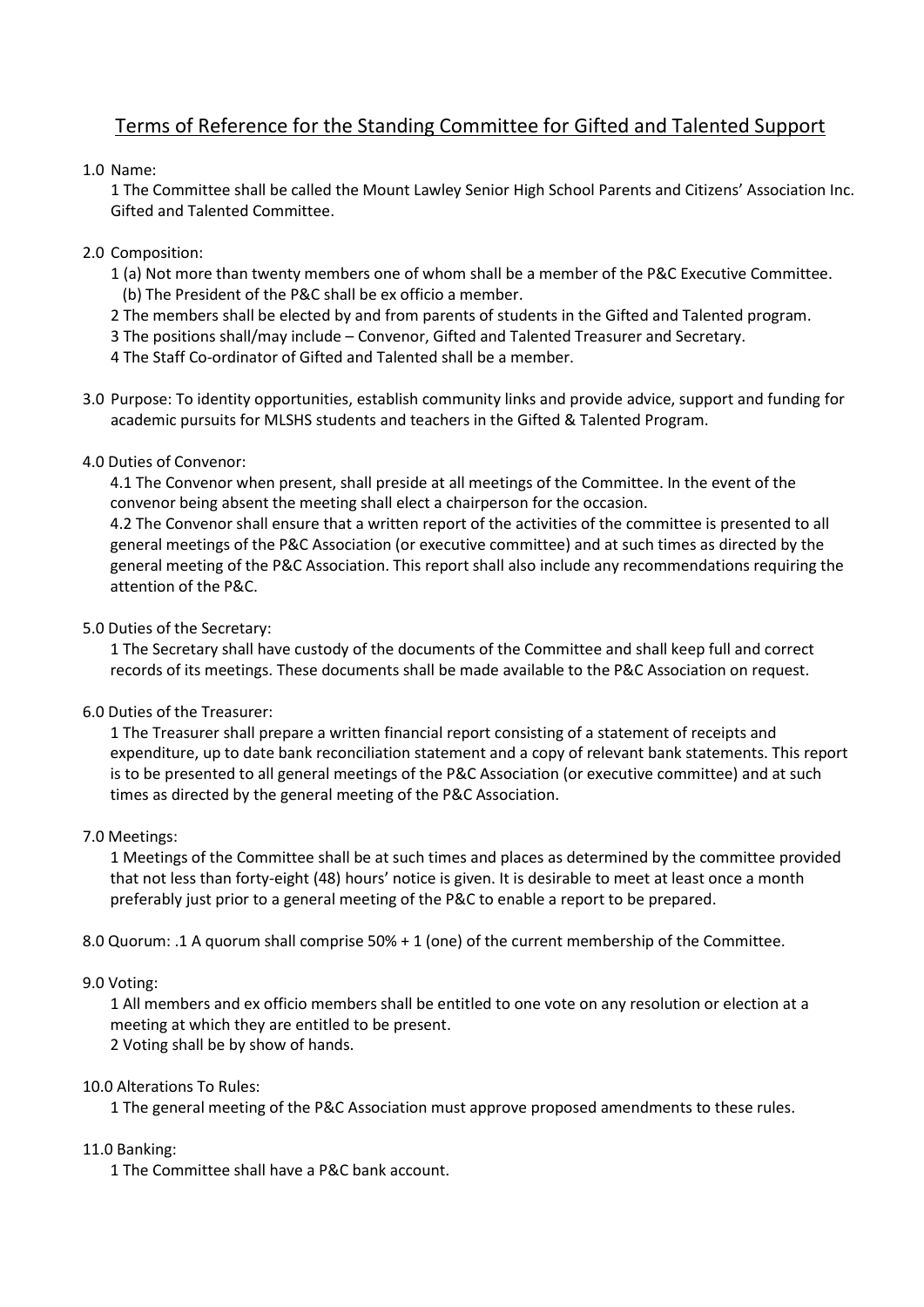# Terms of Reference for the Standing Committee for Gifted and Talented Support

1.0 Name:

1 The Committee shall be called the Mount Lawley Senior High School Parents and Citizens' Association Inc. Gifted and Talented Committee.

2.0 Composition:

1 (a) Not more than twenty members one of whom shall be a member of the P&C Executive Committee.
(b) The President of the P&C shall be ex officio a member.

2 The members shall be elected by and from parents of students in the Gifted and Talented program.

3 The positions shall/may include – Convenor, Gifted and Talented Treasurer and Secretary.

4 The Staff Co-ordinator of Gifted and Talented shall be a member.

3.0 Purpose: To identity opportunities, establish community links and provide advice, support and funding for academic pursuits for MLSHS students and teachers in the Gifted & Talented Program.

4.0 Duties of Convenor:

4.1 The Convenor when present, shall preside at all meetings of the Committee. In the event of the convenor being absent the meeting shall elect a chairperson for the occasion.

4.2 The Convenor shall ensure that a written report of the activities of the committee is presented to all general meetings of the P&C Association (or executive committee) and at such times as directed by the general meeting of the P&C Association. This report shall also include any recommendations requiring the attention of the P&C.

5.0 Duties of the Secretary:

1 The Secretary shall have custody of the documents of the Committee and shall keep full and correct records of its meetings. These documents shall be made available to the P&C Association on request.

6.0 Duties of the Treasurer:

1 The Treasurer shall prepare a written financial report consisting of a statement of receipts and expenditure, up to date bank reconciliation statement and a copy of relevant bank statements. This report is to be presented to all general meetings of the P&C Association (or executive committee) and at such times as directed by the general meeting of the P&C Association.

7.0 Meetings:

1 Meetings of the Committee shall be at such times and places as determined by the committee provided that not less than forty-eight (48) hours' notice is given. It is desirable to meet at least once a month preferably just prior to a general meeting of the P&C to enable a report to be prepared.

8.0 Quorum: .1 A quorum shall comprise 50% + 1 (one) of the current membership of the Committee.

9.0 Voting:

1 All members and ex officio members shall be entitled to one vote on any resolution or election at a meeting at which they are entitled to be present.

2 Voting shall be by show of hands.

10.0 Alterations To Rules:

1 The general meeting of the P&C Association must approve proposed amendments to these rules.

11.0 Banking:

1 The Committee shall have a P&C bank account.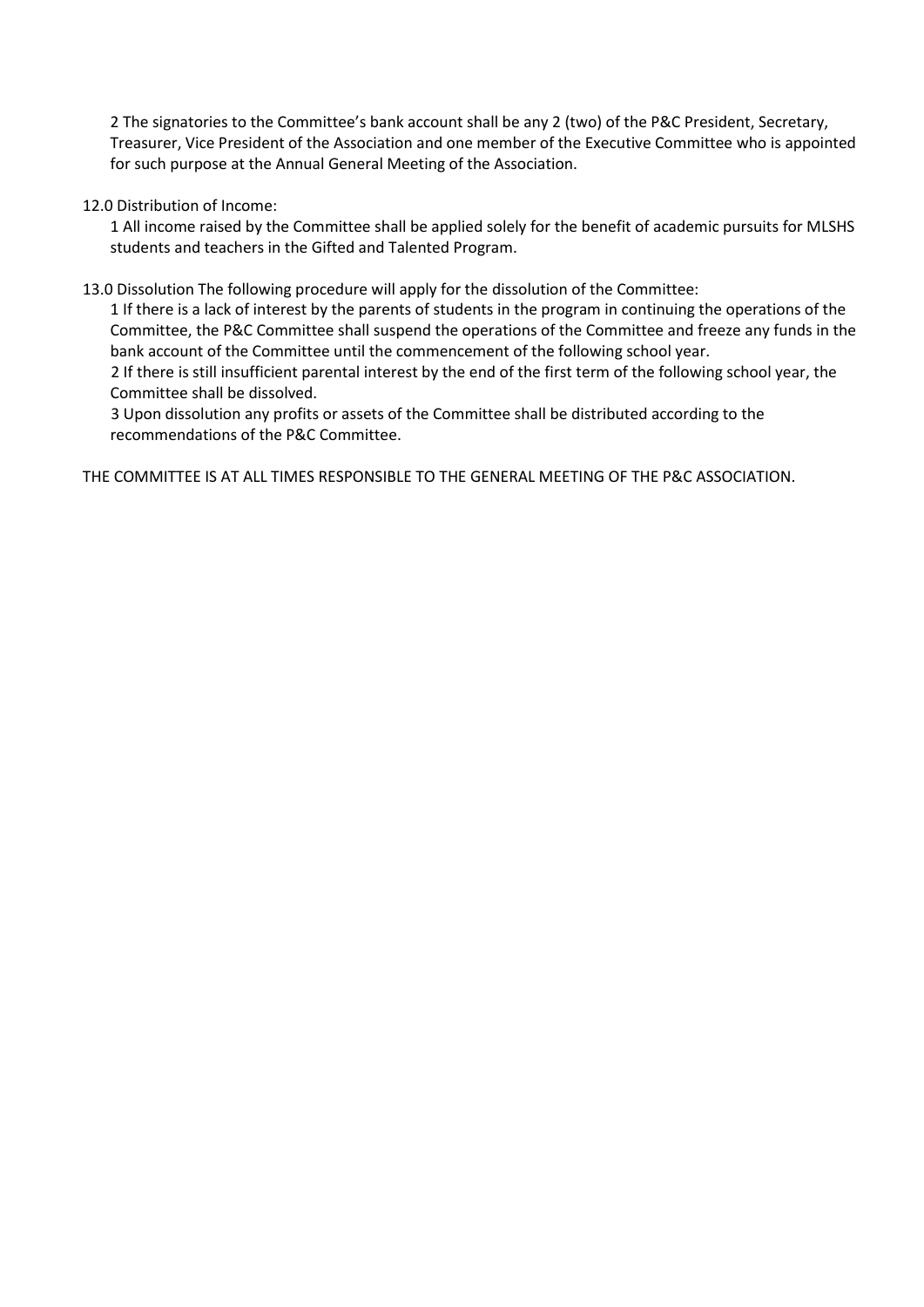2 The signatories to the Committee's bank account shall be any 2 (two) of the P&C President, Secretary, Treasurer, Vice President of the Association and one member of the Executive Committee who is appointed for such purpose at the Annual General Meeting of the Association.

12.0 Distribution of Income:

1 All income raised by the Committee shall be applied solely for the benefit of academic pursuits for MLSHS students and teachers in the Gifted and Talented Program.

13.0 Dissolution The following procedure will apply for the dissolution of the Committee:

1 If there is a lack of interest by the parents of students in the program in continuing the operations of the Committee, the P&C Committee shall suspend the operations of the Committee and freeze any funds in the bank account of the Committee until the commencement of the following school year.

2 If there is still insufficient parental interest by the end of the first term of the following school year, the Committee shall be dissolved.

3 Upon dissolution any profits or assets of the Committee shall be distributed according to the recommendations of the P&C Committee.

THE COMMITTEE IS AT ALL TIMES RESPONSIBLE TO THE GENERAL MEETING OF THE P&C ASSOCIATION.